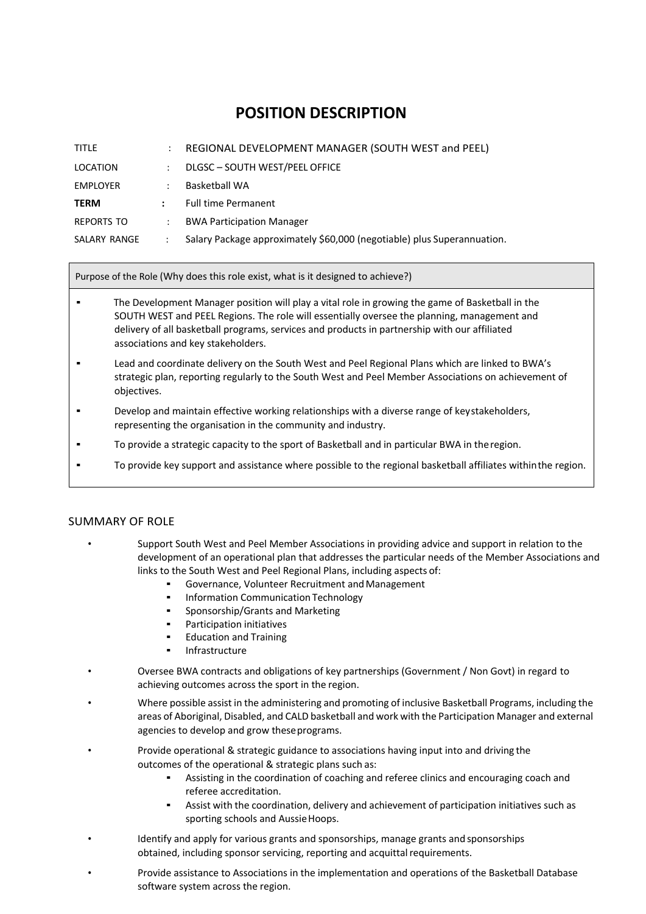# POSITION DESCRIPTION

| | | |
|---|---|---|
| TITLE | : | REGIONAL DEVELOPMENT MANAGER (SOUTH WEST and PEEL) |
| LOCATION | : | DLGSC – SOUTH WEST/PEEL OFFICE |
| EMPLOYER | : | Basketball WA |
| **TERM** | **:** | Full time Permanent |
| REPORTS TO | : | BWA Participation Manager |
| SALARY RANGE | : | Salary Package approximately $60,000 (negotiable) plus Superannuation. |

| Purpose of the Role (Why does this role exist, what is it designed to achieve?) |
|---|
| ▪ The Development Manager position will play a vital role in growing the game of Basketball in the SOUTH WEST and PEEL Regions. The role will essentially oversee the planning, management and delivery of all basketball programs, services and products in partnership with our affiliated associations and key stakeholders.<br>▪ Lead and coordinate delivery on the South West and Peel Regional Plans which are linked to BWA's strategic plan, reporting regularly to the South West and Peel Member Associations on achievement of objectives.<br>▪ Develop and maintain effective working relationships with a diverse range of key stakeholders, representing the organisation in the community and industry.<br>▪ To provide a strategic capacity to the sport of Basketball and in particular BWA in the region.<br>▪ To provide key support and assistance where possible to the regional basketball affiliates within the region. |

## SUMMARY OF ROLE

- Support South West and Peel Member Associations in providing advice and support in relation to the development of an operational plan that addresses the particular needs of the Member Associations and links to the South West and Peel Regional Plans, including aspects of:
  - Governance, Volunteer Recruitment and Management
  - Information Communication Technology
  - Sponsorship/Grants and Marketing
  - Participation initiatives
  - Education and Training
  - Infrastructure
- Oversee BWA contracts and obligations of key partnerships (Government / Non Govt) in regard to achieving outcomes across the sport in the region.
- Where possible assist in the administering and promoting of inclusive Basketball Programs, including the areas of Aboriginal, Disabled, and CALD basketball and work with the Participation Manager and external agencies to develop and grow these programs.
- Provide operational & strategic guidance to associations having input into and driving the outcomes of the operational & strategic plans such as:
  - Assisting in the coordination of coaching and referee clinics and encouraging coach and referee accreditation.
  - Assist with the coordination, delivery and achievement of participation initiatives such as sporting schools and Aussie Hoops.
- Identify and apply for various grants and sponsorships, manage grants and sponsorships obtained, including sponsor servicing, reporting and acquittal requirements.
- Provide assistance to Associations in the implementation and operations of the Basketball Database software system across the region.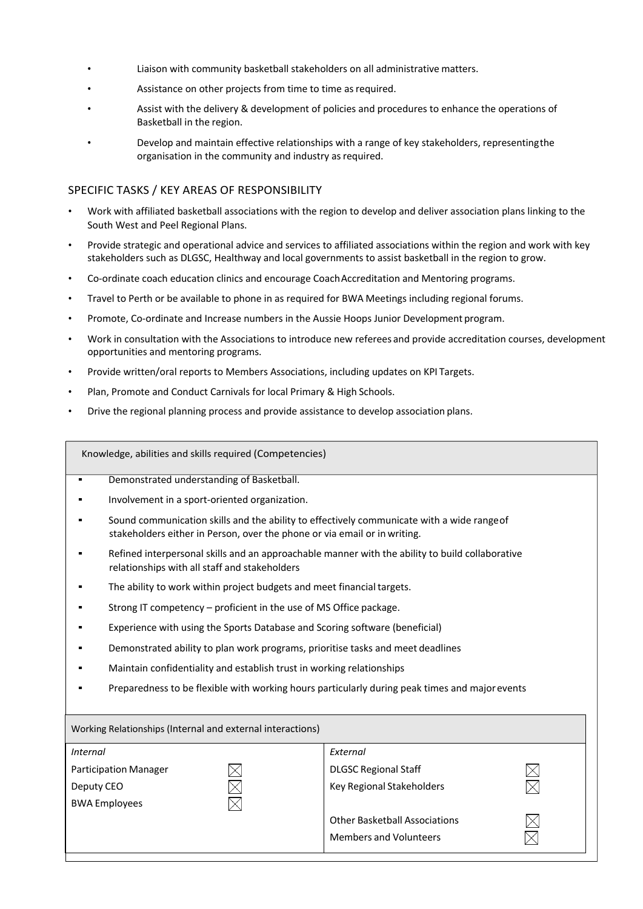- Liaison with community basketball stakeholders on all administrative matters.
- Assistance on other projects from time to time as required.
- Assist with the delivery & development of policies and procedures to enhance the operations of Basketball in the region.
- Develop and maintain effective relationships with a range of key stakeholders, representing the organisation in the community and industry as required.

## SPECIFIC TASKS / KEY AREAS OF RESPONSIBILITY

- Work with affiliated basketball associations with the region to develop and deliver association plans linking to the South West and Peel Regional Plans.
- Provide strategic and operational advice and services to affiliated associations within the region and work with key stakeholders such as DLGSC, Healthway and local governments to assist basketball in the region to grow.
- Co-ordinate coach education clinics and encourage Coach Accreditation and Mentoring programs.
- Travel to Perth or be available to phone in as required for BWA Meetings including regional forums.
- Promote, Co-ordinate and Increase numbers in the Aussie Hoops Junior Development program.
- Work in consultation with the Associations to introduce new referees and provide accreditation courses, development opportunities and mentoring programs.
- Provide written/oral reports to Members Associations, including updates on KPI Targets.
- Plan, Promote and Conduct Carnivals for local Primary & High Schools.
- Drive the regional planning process and provide assistance to develop association plans.

### Knowledge, abilities and skills required (Competencies)

- Demonstrated understanding of Basketball.
- Involvement in a sport-oriented organization.
- Sound communication skills and the ability to effectively communicate with a wide range of stakeholders either in Person, over the phone or via email or in writing.
- Refined interpersonal skills and an approachable manner with the ability to build collaborative relationships with all staff and stakeholders
- The ability to work within project budgets and meet financial targets.
- Strong IT competency – proficient in the use of MS Office package.
- Experience with using the Sports Database and Scoring software (beneficial)
- Demonstrated ability to plan work programs, prioritise tasks and meet deadlines
- Maintain confidentiality and establish trust in working relationships
- Preparedness to be flexible with working hours particularly during peak times and major events

### Working Relationships (Internal and external interactions)

| *Internal* | | *External* | |
|---|---|---|---|
| Participation Manager | ☒ | DLGSC Regional Staff | ☒ |
| Deputy CEO | ☒ | Key Regional Stakeholders | ☒ |
| BWA Employees | ☒ | | |
| | | Other Basketball Associations | ☒ |
| | | Members and Volunteers | ☒ |